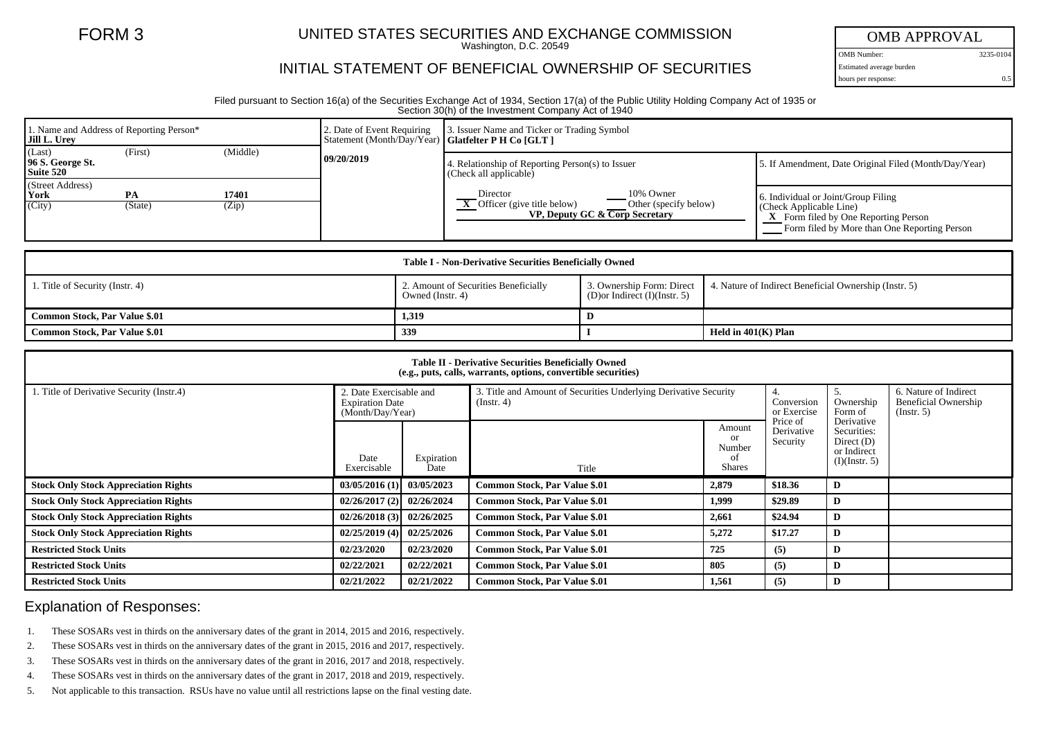FORM 3

# UNITED STATES SECURITIES AND EXCHANGE COMMISSION

Washington, D.C. 20549

## INITIAL STATEMENT OF BENEFICIAL OWNERSHIP OF SECURITIES

| OMB APPROVAL | |
|---|---|
| OMB Number: | 3235-0104 |
| Estimated average burden | |
| hours per response: | 0.5 |

Filed pursuant to Section 16(a) of the Securities Exchange Act of 1934, Section 17(a) of the Public Utility Holding Company Act of 1935 or Section 30(h) of the Investment Company Act of 1940

| 1. Name and Address of Reporting Person* | 2. Date of Event Requiring Statement (Month/Day/Year) | 3. Issuer Name and Ticker or Trading Symbol |
|---|---|---|
| **Jill L. Urey** | **09/20/2019** | **Glatfelter P H Co [GLT ]** |
| (Last) (First) (Middle) **96 S. George St. Suite 520** | | 4. Relationship of Reporting Person(s) to Issuer (Check all applicable) ___ Director ___ 10% Owner **X** Officer (give title below) ___ Other (specify below) **VP, Deputy GC & Corp Secretary** |
| (Street Address) **York PA 17401** (City) (State) (Zip) | | 5. If Amendment, Date Original Filed (Month/Day/Year) |
| | | 6. Individual or Joint/Group Filing (Check Applicable Line) **X** Form filed by One Reporting Person ___ Form filed by More than One Reporting Person |

**Table I - Non-Derivative Securities Beneficially Owned**

| 1. Title of Security (Instr. 4) | 2. Amount of Securities Beneficially Owned (Instr. 4) | 3. Ownership Form: Direct (D)or Indirect (I)(Instr. 5) | 4. Nature of Indirect Beneficial Ownership (Instr. 5) |
|---|---|---|---|
| **Common Stock, Par Value $.01** | **1,319** | **D** | |
| **Common Stock, Par Value $.01** | **339** | **I** | **Held in 401(K) Plan** |

**Table II - Derivative Securities Beneficially Owned (e.g., puts, calls, warrants, options, convertible securities)**

| 1. Title of Derivative Security (Instr.4) | 2. Date Exercisable and Expiration Date (Month/Day/Year) | | 3. Title and Amount of Securities Underlying Derivative Security (Instr. 4) | | 4. Conversion or Exercise Price of Derivative Security | 5. Ownership Form of Derivative Securities: Direct (D) or Indirect (I)(Instr. 5) | 6. Nature of Indirect Beneficial Ownership (Instr. 5) |
|---|---|---|---|---|---|---|---|
| | Date Exercisable | Expiration Date | Title | Amount or Number of Shares | | | |
| **Stock Only Stock Appreciation Rights** | **03/05/2016 (1)** | **03/05/2023** | **Common Stock, Par Value $.01** | **2,879** | **$18.36** | **D** | |
| **Stock Only Stock Appreciation Rights** | **02/26/2017 (2)** | **02/26/2024** | **Common Stock, Par Value $.01** | **1,999** | **$29.89** | **D** | |
| **Stock Only Stock Appreciation Rights** | **02/26/2018 (3)** | **02/26/2025** | **Common Stock, Par Value $.01** | **2,661** | **$24.94** | **D** | |
| **Stock Only Stock Appreciation Rights** | **02/25/2019 (4)** | **02/25/2026** | **Common Stock, Par Value $.01** | **5,272** | **$17.27** | **D** | |
| **Restricted Stock Units** | **02/23/2020** | **02/23/2020** | **Common Stock, Par Value $.01** | **725** | **(5)** | **D** | |
| **Restricted Stock Units** | **02/22/2021** | **02/22/2021** | **Common Stock, Par Value $.01** | **805** | **(5)** | **D** | |
| **Restricted Stock Units** | **02/21/2022** | **02/21/2022** | **Common Stock, Par Value $.01** | **1,561** | **(5)** | **D** | |

## Explanation of Responses:

1. These SOSARs vest in thirds on the anniversary dates of the grant in 2014, 2015 and 2016, respectively.
2. These SOSARs vest in thirds on the anniversary dates of the grant in 2015, 2016 and 2017, respectively.
3. These SOSARs vest in thirds on the anniversary dates of the grant in 2016, 2017 and 2018, respectively.
4. These SOSARs vest in thirds on the anniversary dates of the grant in 2017, 2018 and 2019, respectively.
5. Not applicable to this transaction. RSUs have no value until all restrictions lapse on the final vesting date.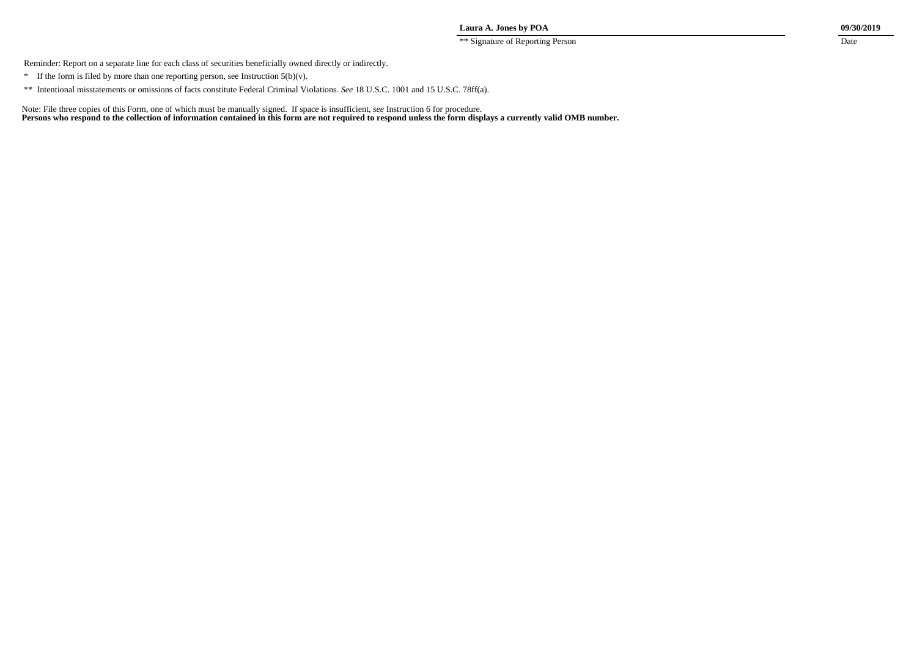| | |
|---|---|
| **Laura A. Jones by POA** | **09/30/2019** |
| ** Signature of Reporting Person | Date |

Reminder: Report on a separate line for each class of securities beneficially owned directly or indirectly.

* If the form is filed by more than one reporting person, see Instruction 5(b)(v).

** Intentional misstatements or omissions of facts constitute Federal Criminal Violations. *See* 18 U.S.C. 1001 and 15 U.S.C. 78ff(a).

Note: File three copies of this Form, one of which must be manually signed. If space is insufficient, *see* Instruction 6 for procedure.

**Persons who respond to the collection of information contained in this form are not required to respond unless the form displays a currently valid OMB number.**